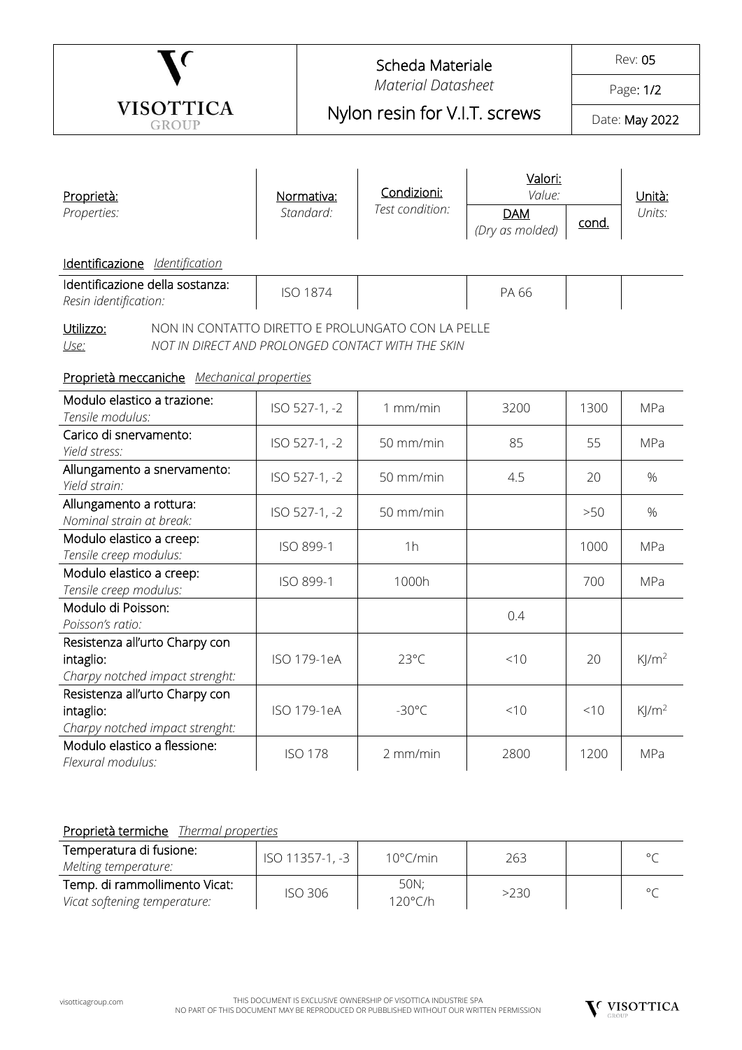# Scheda Materiale

*Material Datasheet*

## Nylon resin for V.I.T. screws

Rev: 05

Date: May 2022

| Proprietà: *Properties:* | Normativa: *Standard:* | Condizioni: *Test condition:* | Valori: *Value:* | | Unità: *Units:* |
|---|---|---|---|---|---|
| | | | DAM *(Dry as molded)* | cond. | |

### Identificazione *Identification*

| Proprietà: *Properties:* | Normativa: *Standard:* | Condizioni: *Test condition:* | DAM *(Dry as molded)* | cond. | Unità: *Units:* |
|---|---|---|---|---|---|
| Identificazione della sostanza: *Resin identification:* | ISO 1874 | | PA 66 | | |

**Utilizzo:** NON IN CONTATTO DIRETTO E PROLUNGATO CON LA PELLE
*Use:* *NOT IN DIRECT AND PROLONGED CONTACT WITH THE SKIN*

### Proprietà meccaniche *Mechanical properties*

| Proprietà: *Properties:* | Normativa: *Standard:* | Condizioni: *Test condition:* | DAM *(Dry as molded)* | cond. | Unità: *Units:* |
|---|---|---|---|---|---|
| Modulo elastico a trazione: *Tensile modulus:* | ISO 527-1, -2 | 1 mm/min | 3200 | 1300 | MPa |
| Carico di snervamento: *Yield stress:* | ISO 527-1, -2 | 50 mm/min | 85 | 55 | MPa |
| Allungamento a snervamento: *Yield strain:* | ISO 527-1, -2 | 50 mm/min | 4.5 | 20 | % |
| Allungamento a rottura: *Nominal strain at break:* | ISO 527-1, -2 | 50 mm/min | | >50 | % |
| Modulo elastico a creep: *Tensile creep modulus:* | ISO 899-1 | 1h | | 1000 | MPa |
| Modulo elastico a creep: *Tensile creep modulus:* | ISO 899-1 | 1000h | | 700 | MPa |
| Modulo di Poisson: *Poisson's ratio:* | | | 0.4 | | |
| Resistenza all'urto Charpy con intaglio: *Charpy notched impact strenght:* | ISO 179-1eA | 23°C | <10 | 20 | $KJ/m^2$ |
| Resistenza all'urto Charpy con intaglio: *Charpy notched impact strenght:* | ISO 179-1eA | -30°C | <10 | <10 | $KJ/m^2$ |
| Modulo elastico a flessione: *Flexural modulus:* | ISO 178 | 2 mm/min | 2800 | 1200 | MPa |

### Proprietà termiche *Thermal properties*

| Proprietà: *Properties:* | Normativa: *Standard:* | Condizioni: *Test condition:* | DAM *(Dry as molded)* | cond. | Unità: *Units:* |
|---|---|---|---|---|---|
| Temperatura di fusione: *Melting temperature:* | ISO 11357-1, -3 | 10°C/min | 263 | | °C |
| Temp. di rammollimento Vicat: *Vicat softening temperature:* | ISO 306 | 50N; 120°C/h | >230 | | °C |

THIS DOCUMENT IS EXCLUSIVE OWNERSHIP OF VISOTTICA INDUSTRIE SPA
NO PART OF THIS DOCUMENT MAY BE REPRODUCED OR PUBBLISHED WITHOUT OUR WRITTEN PERMISSION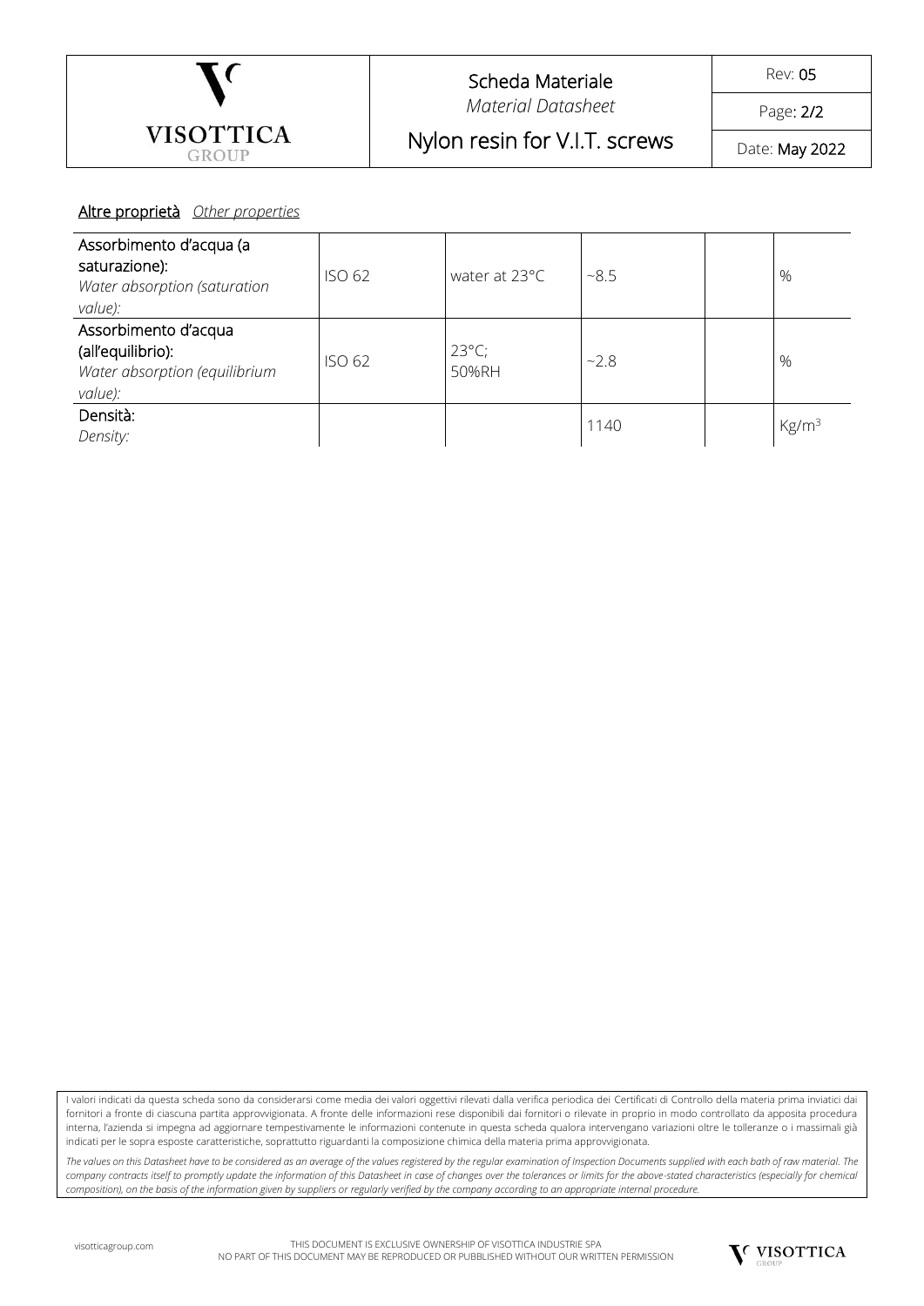**Altre proprietà** *Other properties*

| | | | | | |
|---|---|---|---|---|---|
| Assorbimento d'acqua (a saturazione): *Water absorption (saturation value):* | ISO 62 | water at 23°C | ~8.5 | | % |
| Assorbimento d'acqua (all'equilibrio): *Water absorption (equilibrium value):* | ISO 62 | 23°C; 50%RH | ~2.8 | | % |
| Densità: *Density:* | | | 1140 | | $Kg/m^3$ |

I valori indicati da questa scheda sono da considerarsi come media dei valori oggettivi rilevati dalla verifica periodica dei Certificati di Controllo della materia prima inviatici dai fornitori a fronte di ciascuna partita approvvigionata. A fronte delle informazioni rese disponibili dai fornitori o rilevate in proprio in modo controllato da apposita procedura interna, l'azienda si impegna ad aggiornare tempestivamente le informazioni contenute in questa scheda qualora intervengano variazioni oltre le tolleranze o i massimali già indicati per le sopra esposte caratteristiche, soprattutto riguardanti la composizione chimica della materia prima approvvigionata.

*The values on this Datasheet have to be considered as an average of the values registered by the regular examination of Inspection Documents supplied with each bath of raw material. The company contracts itself to promptly update the information of this Datasheet in case of changes over the tolerances or limits for the above-stated characteristics (especially for chemical composition), on the basis of the information given by suppliers or regularly verified by the company according to an appropriate internal procedure.*